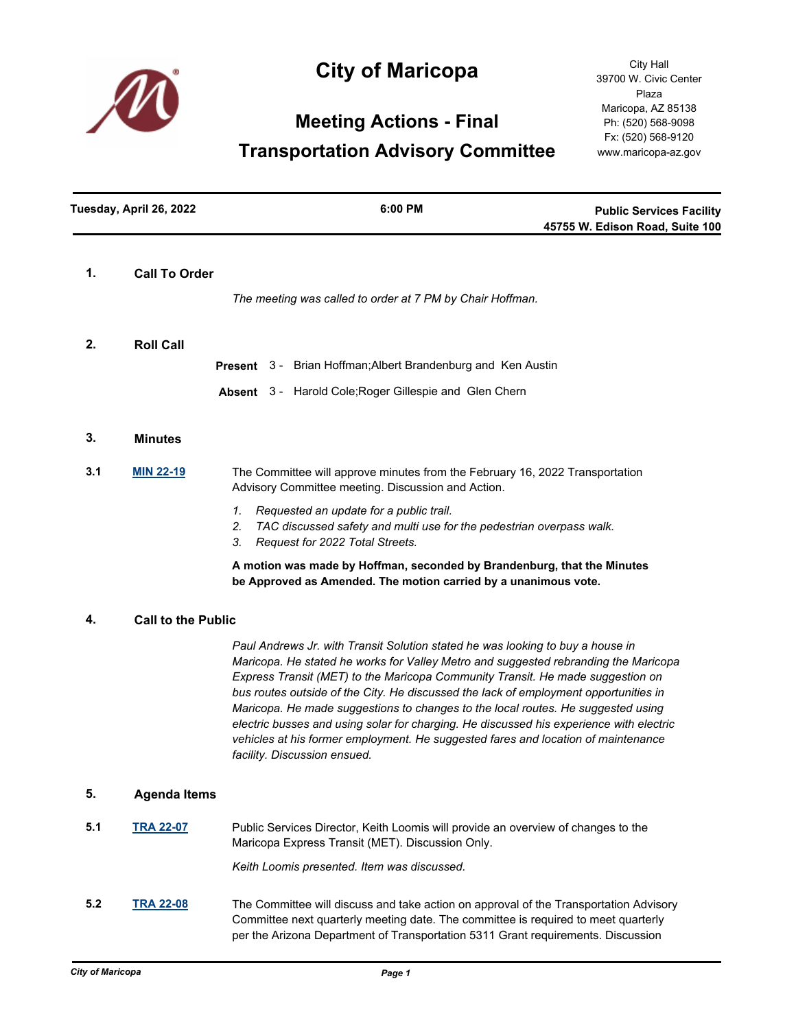# City of Maricopa

City Hall
39700 W. Civic Center Plaza
Maricopa, AZ 85138
Ph: (520) 568-9098
Fx: (520) 568-9120
www.maricopa-az.gov

## Meeting Actions - Final
## Transportation Advisory Committee

**Tuesday, April 26, 2022** | **6:00 PM** | **Public Services Facility 45755 W. Edison Road, Suite 100**

### 1. Call To Order

*The meeting was called to order at 7 PM by Chair Hoffman.*

### 2. Roll Call

**Present** 3 - Brian Hoffman;Albert Brandenburg and Ken Austin

**Absent** 3 - Harold Cole;Roger Gillespie and Glen Chern

### 3. Minutes

**3.1** MIN 22-19

The Committee will approve minutes from the February 16, 2022 Transportation Advisory Committee meeting. Discussion and Action.

1. *Requested an update for a public trail.*
2. *TAC discussed safety and multi use for the pedestrian overpass walk.*
3. *Request for 2022 Total Streets.*

**A motion was made by Hoffman, seconded by Brandenburg, that the Minutes be Approved as Amended. The motion carried by a unanimous vote.**

### 4. Call to the Public

*Paul Andrews Jr. with Transit Solution stated he was looking to buy a house in Maricopa. He stated he works for Valley Metro and suggested rebranding the Maricopa Express Transit (MET) to the Maricopa Community Transit. He made suggestion on bus routes outside of the City. He discussed the lack of employment opportunities in Maricopa. He made suggestions to changes to the local routes. He suggested using electric busses and using solar for charging. He discussed his experience with electric vehicles at his former employment. He suggested fares and location of maintenance facility. Discussion ensued.*

### 5. Agenda Items

**5.1** TRA 22-07

Public Services Director, Keith Loomis will provide an overview of changes to the Maricopa Express Transit (MET). Discussion Only.

*Keith Loomis presented. Item was discussed.*

**5.2** TRA 22-08

The Committee will discuss and take action on approval of the Transportation Advisory Committee next quarterly meeting date. The committee is required to meet quarterly per the Arizona Department of Transportation 5311 Grant requirements. Discussion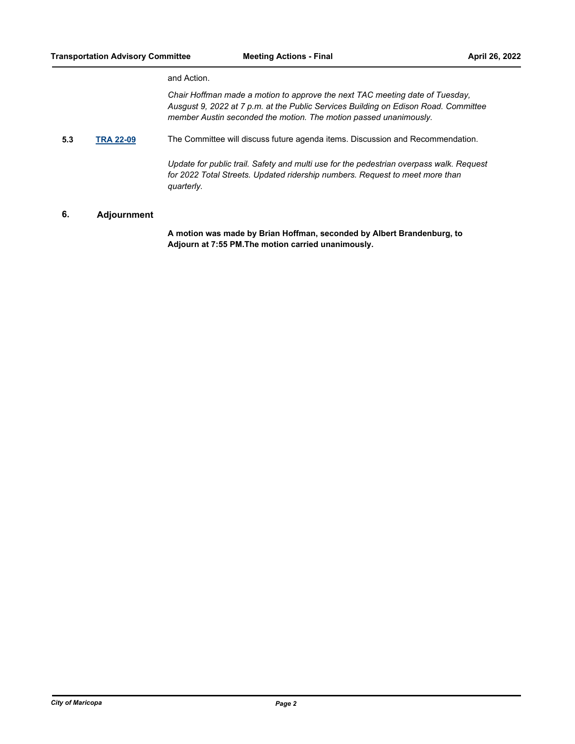and Action.

*Chair Hoffman made a motion to approve the next TAC meeting date of Tuesday, Ausgust 9, 2022 at 7 p.m. at the Public Services Building on Edison Road. Committee member Austin seconded the motion. The motion passed unanimously.*

**5.3** **TRA 22-09** The Committee will discuss future agenda items. Discussion and Recommendation.

*Update for public trail. Safety and multi use for the pedestrian overpass walk. Request for 2022 Total Streets. Updated ridership numbers. Request to meet more than quarterly.*

## 6. Adjournment

**A motion was made by Brian Hoffman, seconded by Albert Brandenburg, to Adjourn at 7:55 PM.The motion carried unanimously.**